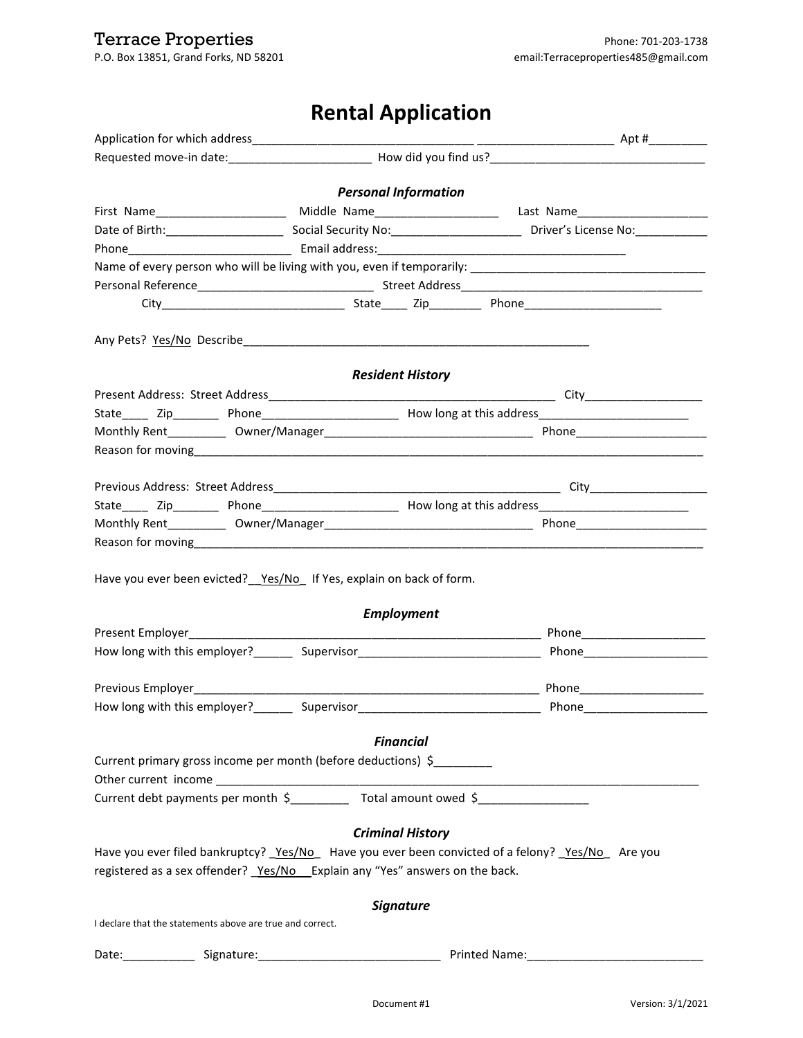Terrace Properties
P.O. Box 13851, Grand Forks, ND 58201

Phone: 701-203-1738
email:Terraceproperties485@gmail.com

# Rental Application

Application for which address_________________________________ ____________________ Apt #_________
Requested move-in date:_____________________ How did you find us?________________________________

### *Personal Information*

First Name____________________ Middle Name___________________ Last Name____________________
Date of Birth:__________________ Social Security No:___________________ Driver's License No:___________
Phone_________________________ Email address:_____________________________________
Name of every person who will be living with you, even if temporarily: ____________________________________
Personal Reference___________________________ Street Address______________________________________
City____________________________ State____ Zip________ Phone_____________________

Any Pets? Yes/No Describe_______________________________________________________

### *Resident History*

Present Address: Street Address____________________________________________ City__________________
State____ Zip_______ Phone_____________________ How long at this address_______________________
Monthly Rent_________ Owner/Manager________________________________ Phone____________________
Reason for moving________________________________________________________________________________

Previous Address: Street Address_____________________________________________ City__________________
State____ Zip_______ Phone_____________________ How long at this address_______________________
Monthly Rent_________ Owner/Manager________________________________ Phone____________________
Reason for moving________________________________________________________________________________

Have you ever been evicted? __Yes/No_ If Yes, explain on back of form.

### *Employment*

Present Employer______________________________________________________ Phone___________________
How long with this employer?______ Supervisor____________________________ Phone___________________

Previous Employer_____________________________________________________ Phone___________________
How long with this employer?______ Supervisor____________________________ Phone___________________

### *Financial*

Current primary gross income per month (before deductions) $_________
Other current income ___________________________________________________________________________
Current debt payments per month $_________ Total amount owed $________________

### *Criminal History*

Have you ever filed bankruptcy? _Yes/No_ Have you ever been convicted of a felony? _Yes/No_ Are you registered as a sex offender? _Yes/No__ Explain any "Yes" answers on the back.

### *Signature*

I declare that the statements above are true and correct.

Date:___________ Signature:___________________________ Printed Name:___________________________

Document #1 Version: 3/1/2021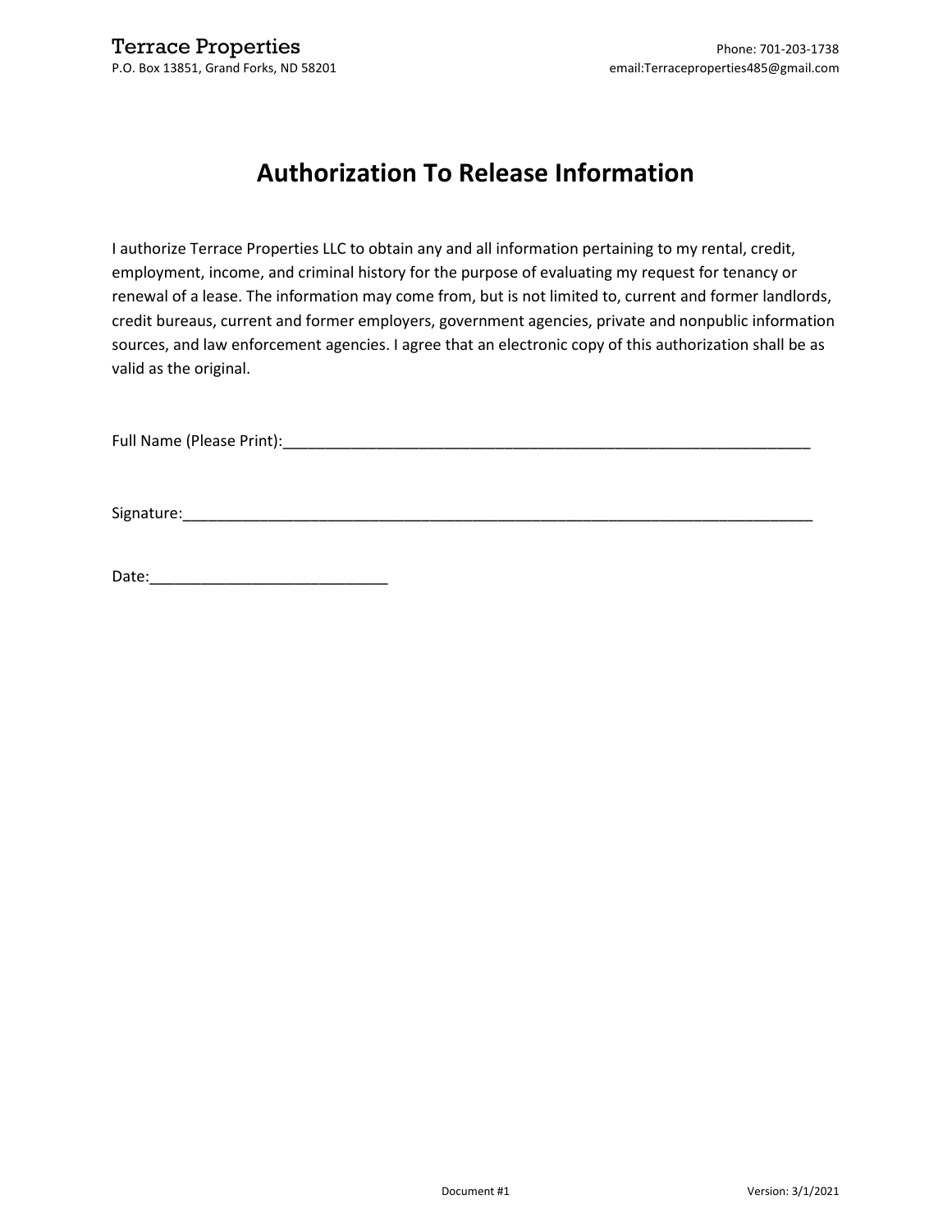Terrace Properties
P.O. Box 13851, Grand Forks, ND 58201

Phone: 701-203-1738
email:Terraceproperties485@gmail.com

# Authorization To Release Information

I authorize Terrace Properties LLC to obtain any and all information pertaining to my rental, credit, employment, income, and criminal history for the purpose of evaluating my request for tenancy or renewal of a lease. The information may come from, but is not limited to, current and former landlords, credit bureaus, current and former employers, government agencies, private and nonpublic information sources, and law enforcement agencies. I agree that an electronic copy of this authorization shall be as valid as the original.

Full Name (Please Print):_________________________________________________________________

Signature:_____________________________________________________________________________

Date:____________________________

Document #1 Version: 3/1/2021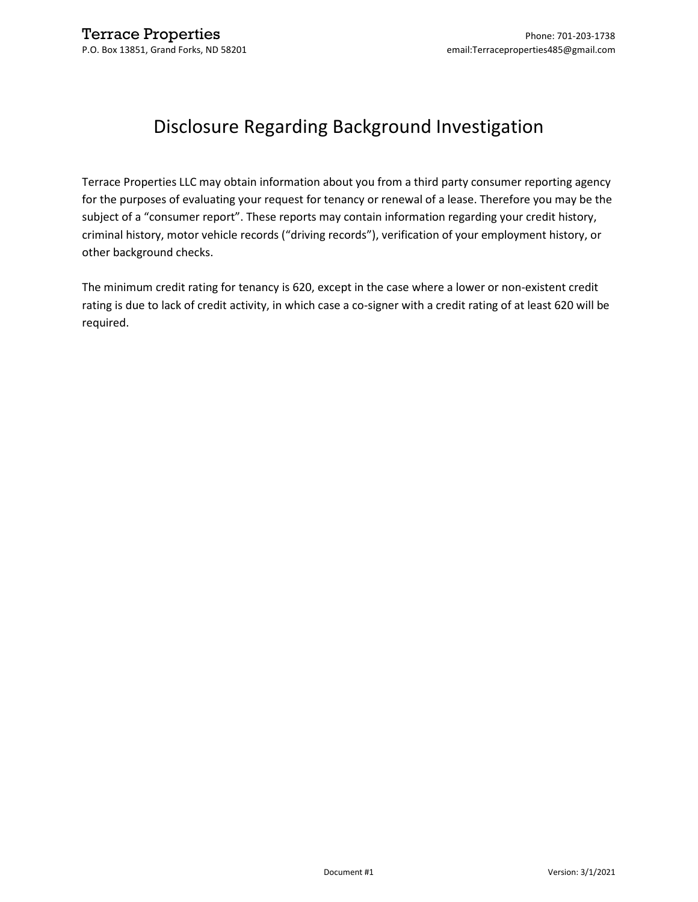Terrace Properties
P.O. Box 13851, Grand Forks, ND 58201

Phone: 701-203-1738
email:Terraceproperties485@gmail.com

# Disclosure Regarding Background Investigation

Terrace Properties LLC may obtain information about you from a third party consumer reporting agency for the purposes of evaluating your request for tenancy or renewal of a lease. Therefore you may be the subject of a "consumer report". These reports may contain information regarding your credit history, criminal history, motor vehicle records ("driving records"), verification of your employment history, or other background checks.

The minimum credit rating for tenancy is 620, except in the case where a lower or non-existent credit rating is due to lack of credit activity, in which case a co-signer with a credit rating of at least 620 will be required.

Document #1 Version: 3/1/2021